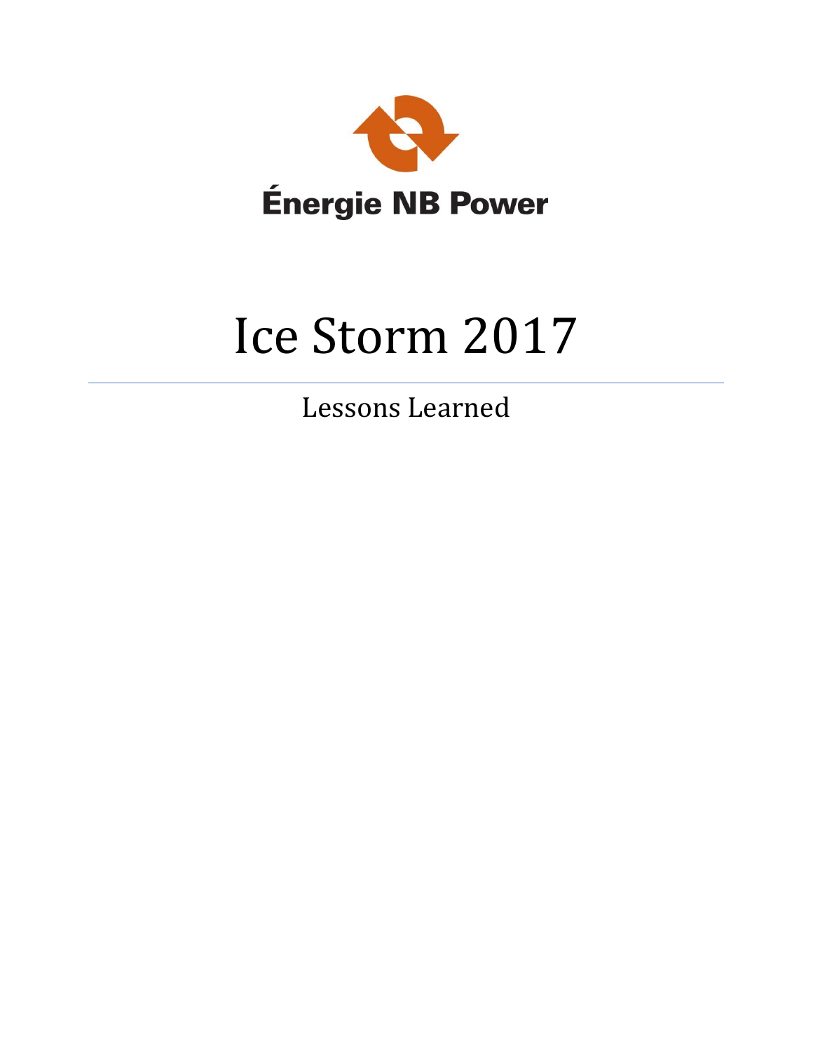Énergie NB Power

# Ice Storm 2017

## Lessons Learned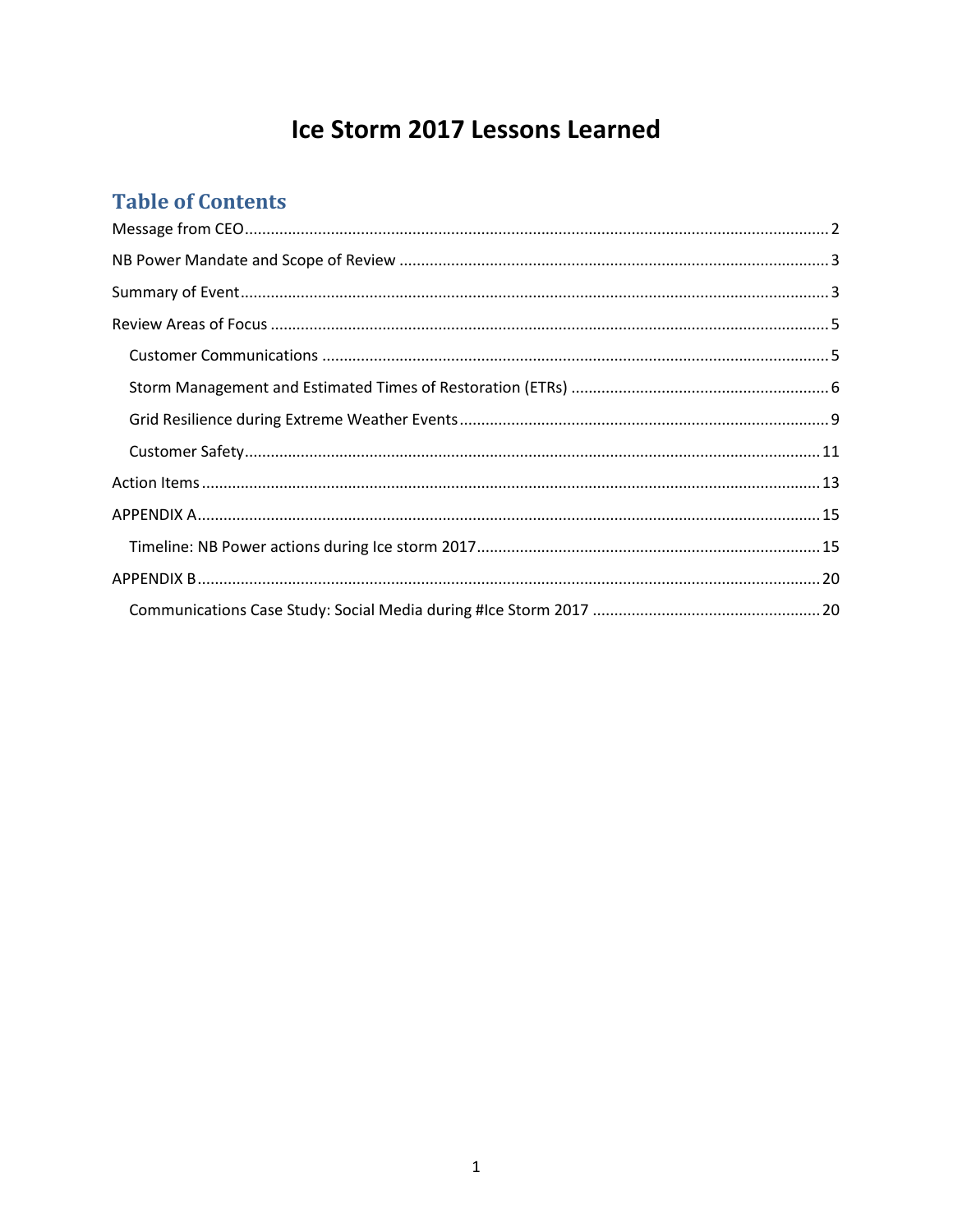# Ice Storm 2017 Lessons Learned

## Table of Contents

Message from CEO ..... 2

NB Power Mandate and Scope of Review ..... 3

Summary of Event ..... 3

Review Areas of Focus ..... 5

- Customer Communications ..... 5
- Storm Management and Estimated Times of Restoration (ETRs) ..... 6
- Grid Resilience during Extreme Weather Events ..... 9
- Customer Safety ..... 11

Action Items ..... 13

APPENDIX A ..... 15

- Timeline: NB Power actions during Ice storm 2017 ..... 15

APPENDIX B ..... 20

- Communications Case Study: Social Media during #Ice Storm 2017 ..... 20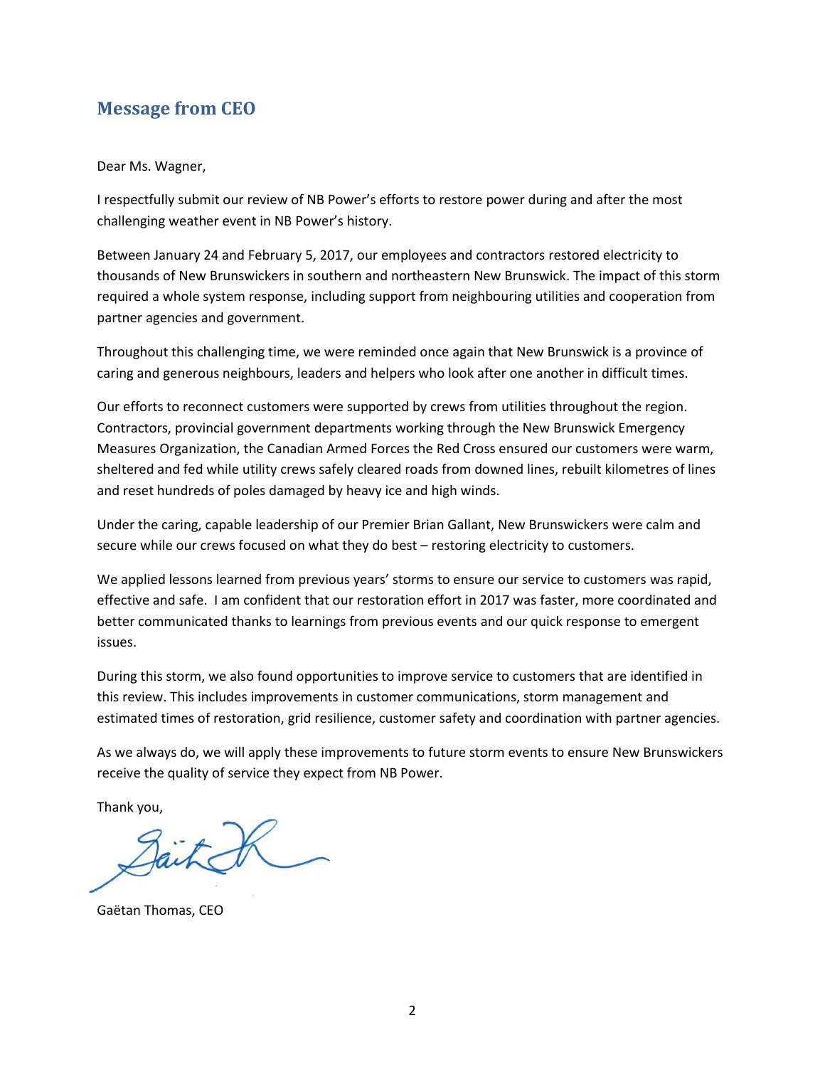## Message from CEO

Dear Ms. Wagner,

I respectfully submit our review of NB Power's efforts to restore power during and after the most challenging weather event in NB Power's history.

Between January 24 and February 5, 2017, our employees and contractors restored electricity to thousands of New Brunswickers in southern and northeastern New Brunswick. The impact of this storm required a whole system response, including support from neighbouring utilities and cooperation from partner agencies and government.

Throughout this challenging time, we were reminded once again that New Brunswick is a province of caring and generous neighbours, leaders and helpers who look after one another in difficult times.

Our efforts to reconnect customers were supported by crews from utilities throughout the region. Contractors, provincial government departments working through the New Brunswick Emergency Measures Organization, the Canadian Armed Forces the Red Cross ensured our customers were warm, sheltered and fed while utility crews safely cleared roads from downed lines, rebuilt kilometres of lines and reset hundreds of poles damaged by heavy ice and high winds.

Under the caring, capable leadership of our Premier Brian Gallant, New Brunswickers were calm and secure while our crews focused on what they do best – restoring electricity to customers.

We applied lessons learned from previous years' storms to ensure our service to customers was rapid, effective and safe. I am confident that our restoration effort in 2017 was faster, more coordinated and better communicated thanks to learnings from previous events and our quick response to emergent issues.

During this storm, we also found opportunities to improve service to customers that are identified in this review. This includes improvements in customer communications, storm management and estimated times of restoration, grid resilience, customer safety and coordination with partner agencies.

As we always do, we will apply these improvements to future storm events to ensure New Brunswickers receive the quality of service they expect from NB Power.

Thank you,

Gaëtan Thomas, CEO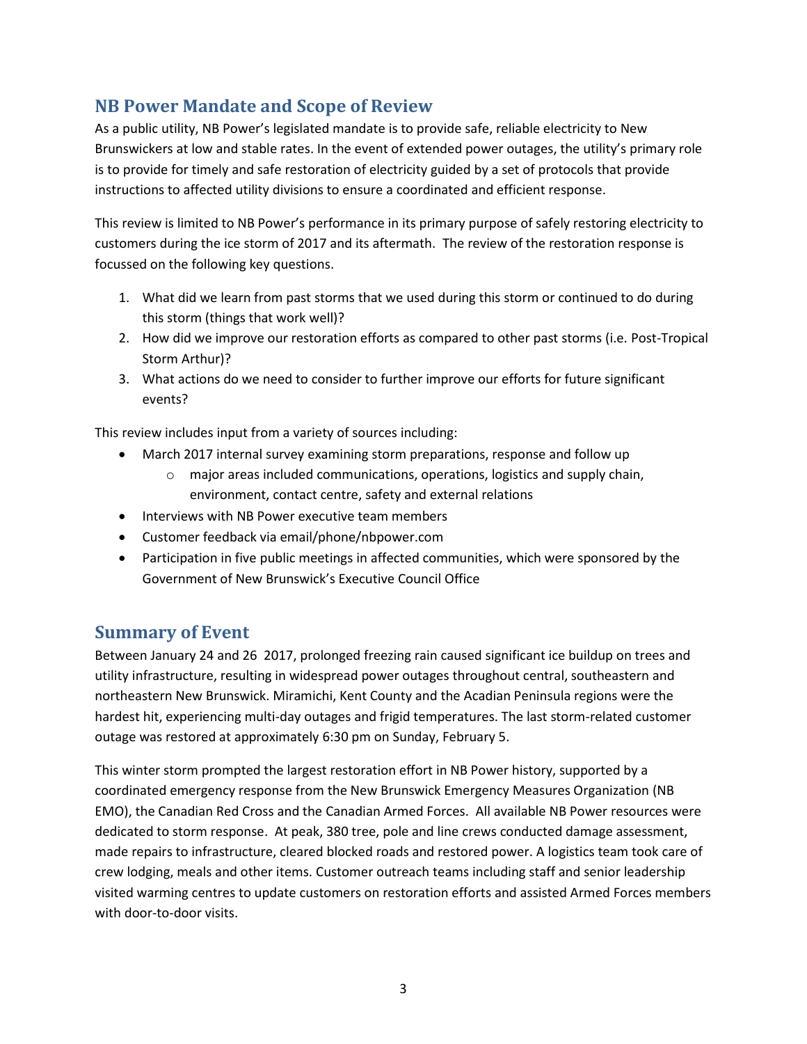## NB Power Mandate and Scope of Review

As a public utility, NB Power's legislated mandate is to provide safe, reliable electricity to New Brunswickers at low and stable rates. In the event of extended power outages, the utility's primary role is to provide for timely and safe restoration of electricity guided by a set of protocols that provide instructions to affected utility divisions to ensure a coordinated and efficient response.

This review is limited to NB Power's performance in its primary purpose of safely restoring electricity to customers during the ice storm of 2017 and its aftermath. The review of the restoration response is focussed on the following key questions.

1. What did we learn from past storms that we used during this storm or continued to do during this storm (things that work well)?
2. How did we improve our restoration efforts as compared to other past storms (i.e. Post-Tropical Storm Arthur)?
3. What actions do we need to consider to further improve our efforts for future significant events?

This review includes input from a variety of sources including:

- March 2017 internal survey examining storm preparations, response and follow up
  - major areas included communications, operations, logistics and supply chain, environment, contact centre, safety and external relations
- Interviews with NB Power executive team members
- Customer feedback via email/phone/nbpower.com
- Participation in five public meetings in affected communities, which were sponsored by the Government of New Brunswick's Executive Council Office

## Summary of Event

Between January 24 and 26 2017, prolonged freezing rain caused significant ice buildup on trees and utility infrastructure, resulting in widespread power outages throughout central, southeastern and northeastern New Brunswick. Miramichi, Kent County and the Acadian Peninsula regions were the hardest hit, experiencing multi-day outages and frigid temperatures. The last storm-related customer outage was restored at approximately 6:30 pm on Sunday, February 5.

This winter storm prompted the largest restoration effort in NB Power history, supported by a coordinated emergency response from the New Brunswick Emergency Measures Organization (NB EMO), the Canadian Red Cross and the Canadian Armed Forces. All available NB Power resources were dedicated to storm response. At peak, 380 tree, pole and line crews conducted damage assessment, made repairs to infrastructure, cleared blocked roads and restored power. A logistics team took care of crew lodging, meals and other items. Customer outreach teams including staff and senior leadership visited warming centres to update customers on restoration efforts and assisted Armed Forces members with door-to-door visits.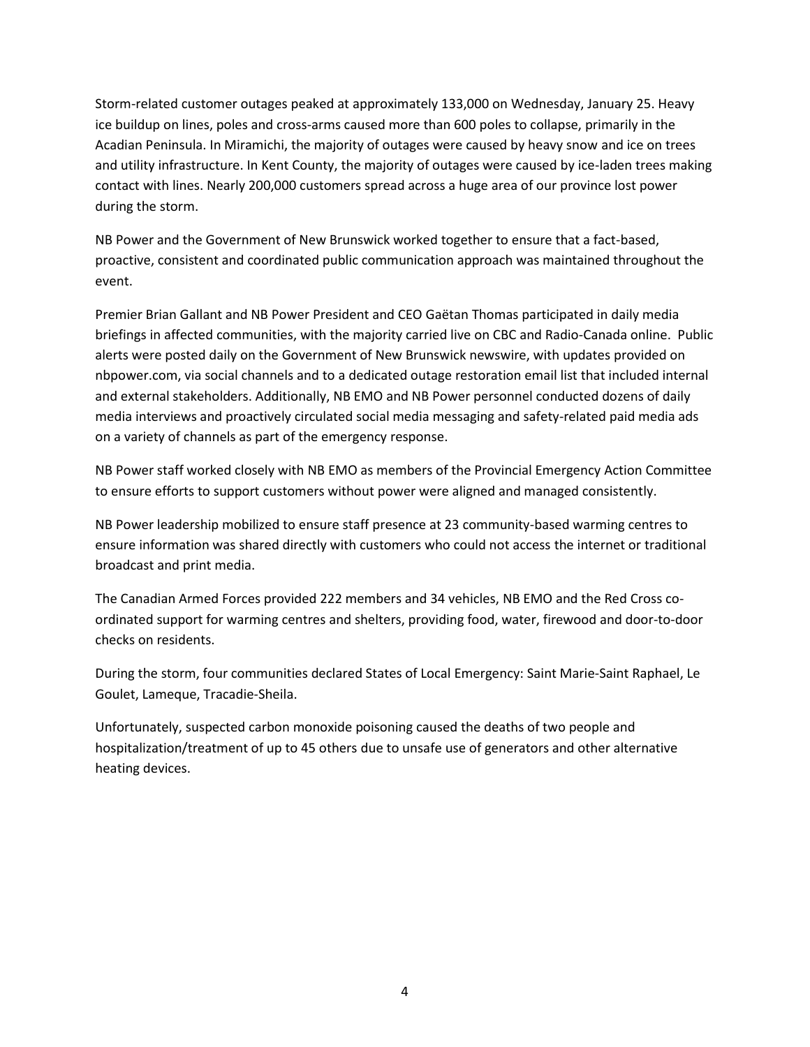Storm-related customer outages peaked at approximately 133,000 on Wednesday, January 25. Heavy ice buildup on lines, poles and cross-arms caused more than 600 poles to collapse, primarily in the Acadian Peninsula. In Miramichi, the majority of outages were caused by heavy snow and ice on trees and utility infrastructure. In Kent County, the majority of outages were caused by ice-laden trees making contact with lines. Nearly 200,000 customers spread across a huge area of our province lost power during the storm.

NB Power and the Government of New Brunswick worked together to ensure that a fact-based, proactive, consistent and coordinated public communication approach was maintained throughout the event.

Premier Brian Gallant and NB Power President and CEO Gaëtan Thomas participated in daily media briefings in affected communities, with the majority carried live on CBC and Radio-Canada online. Public alerts were posted daily on the Government of New Brunswick newswire, with updates provided on nbpower.com, via social channels and to a dedicated outage restoration email list that included internal and external stakeholders. Additionally, NB EMO and NB Power personnel conducted dozens of daily media interviews and proactively circulated social media messaging and safety-related paid media ads on a variety of channels as part of the emergency response.

NB Power staff worked closely with NB EMO as members of the Provincial Emergency Action Committee to ensure efforts to support customers without power were aligned and managed consistently.

NB Power leadership mobilized to ensure staff presence at 23 community-based warming centres to ensure information was shared directly with customers who could not access the internet or traditional broadcast and print media.

The Canadian Armed Forces provided 222 members and 34 vehicles, NB EMO and the Red Cross co-ordinated support for warming centres and shelters, providing food, water, firewood and door-to-door checks on residents.

During the storm, four communities declared States of Local Emergency: Saint Marie-Saint Raphael, Le Goulet, Lameque, Tracadie-Sheila.

Unfortunately, suspected carbon monoxide poisoning caused the deaths of two people and hospitalization/treatment of up to 45 others due to unsafe use of generators and other alternative heating devices.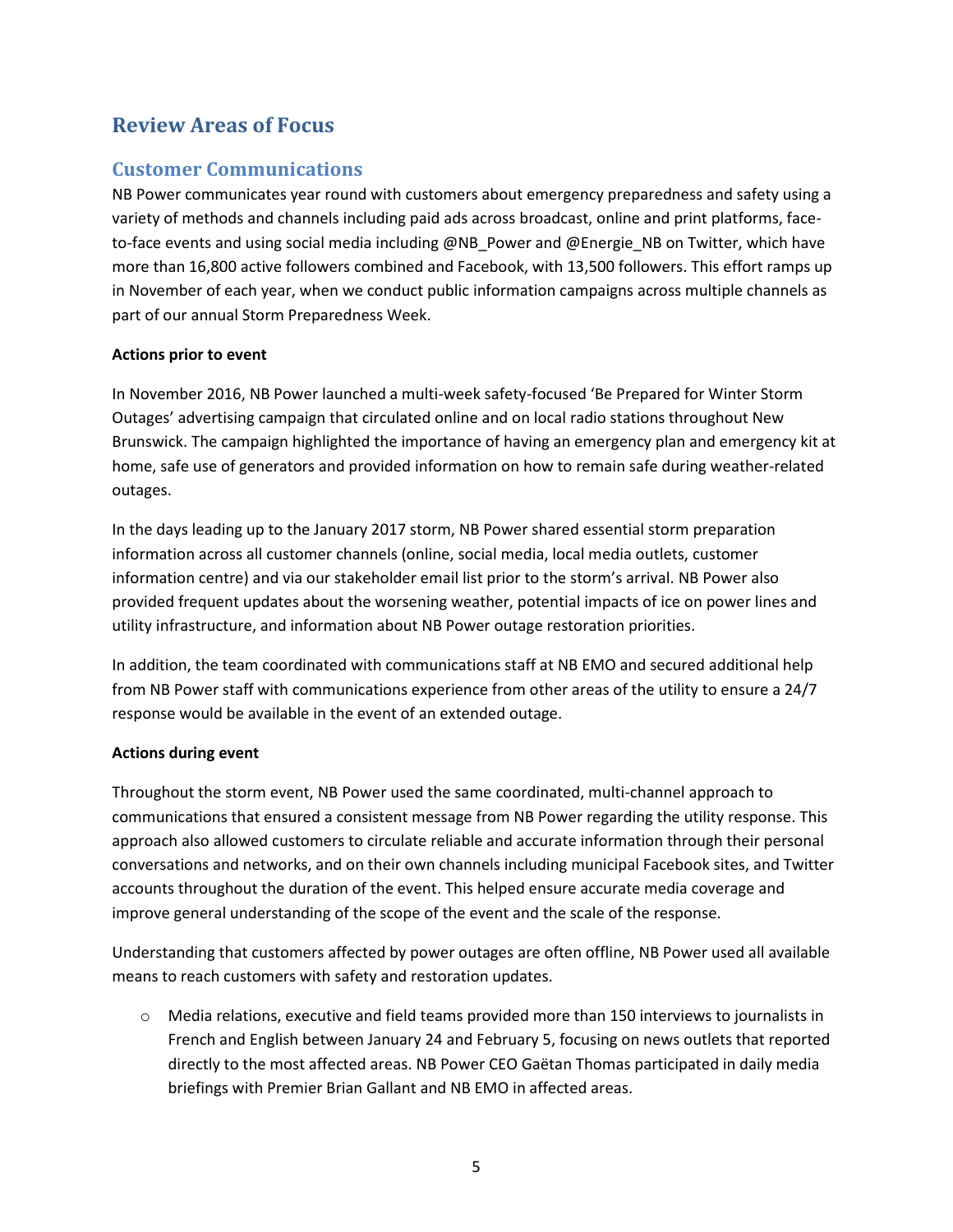## Review Areas of Focus

### Customer Communications

NB Power communicates year round with customers about emergency preparedness and safety using a variety of methods and channels including paid ads across broadcast, online and print platforms, face-to-face events and using social media including @NB_Power and @Energie_NB on Twitter, which have more than 16,800 active followers combined and Facebook, with 13,500 followers. This effort ramps up in November of each year, when we conduct public information campaigns across multiple channels as part of our annual Storm Preparedness Week.

**Actions prior to event**

In November 2016, NB Power launched a multi-week safety-focused 'Be Prepared for Winter Storm Outages' advertising campaign that circulated online and on local radio stations throughout New Brunswick. The campaign highlighted the importance of having an emergency plan and emergency kit at home, safe use of generators and provided information on how to remain safe during weather-related outages.

In the days leading up to the January 2017 storm, NB Power shared essential storm preparation information across all customer channels (online, social media, local media outlets, customer information centre) and via our stakeholder email list prior to the storm's arrival. NB Power also provided frequent updates about the worsening weather, potential impacts of ice on power lines and utility infrastructure, and information about NB Power outage restoration priorities.

In addition, the team coordinated with communications staff at NB EMO and secured additional help from NB Power staff with communications experience from other areas of the utility to ensure a 24/7 response would be available in the event of an extended outage.

**Actions during event**

Throughout the storm event, NB Power used the same coordinated, multi-channel approach to communications that ensured a consistent message from NB Power regarding the utility response. This approach also allowed customers to circulate reliable and accurate information through their personal conversations and networks, and on their own channels including municipal Facebook sites, and Twitter accounts throughout the duration of the event. This helped ensure accurate media coverage and improve general understanding of the scope of the event and the scale of the response.

Understanding that customers affected by power outages are often offline, NB Power used all available means to reach customers with safety and restoration updates.

- Media relations, executive and field teams provided more than 150 interviews to journalists in French and English between January 24 and February 5, focusing on news outlets that reported directly to the most affected areas. NB Power CEO Gaëtan Thomas participated in daily media briefings with Premier Brian Gallant and NB EMO in affected areas.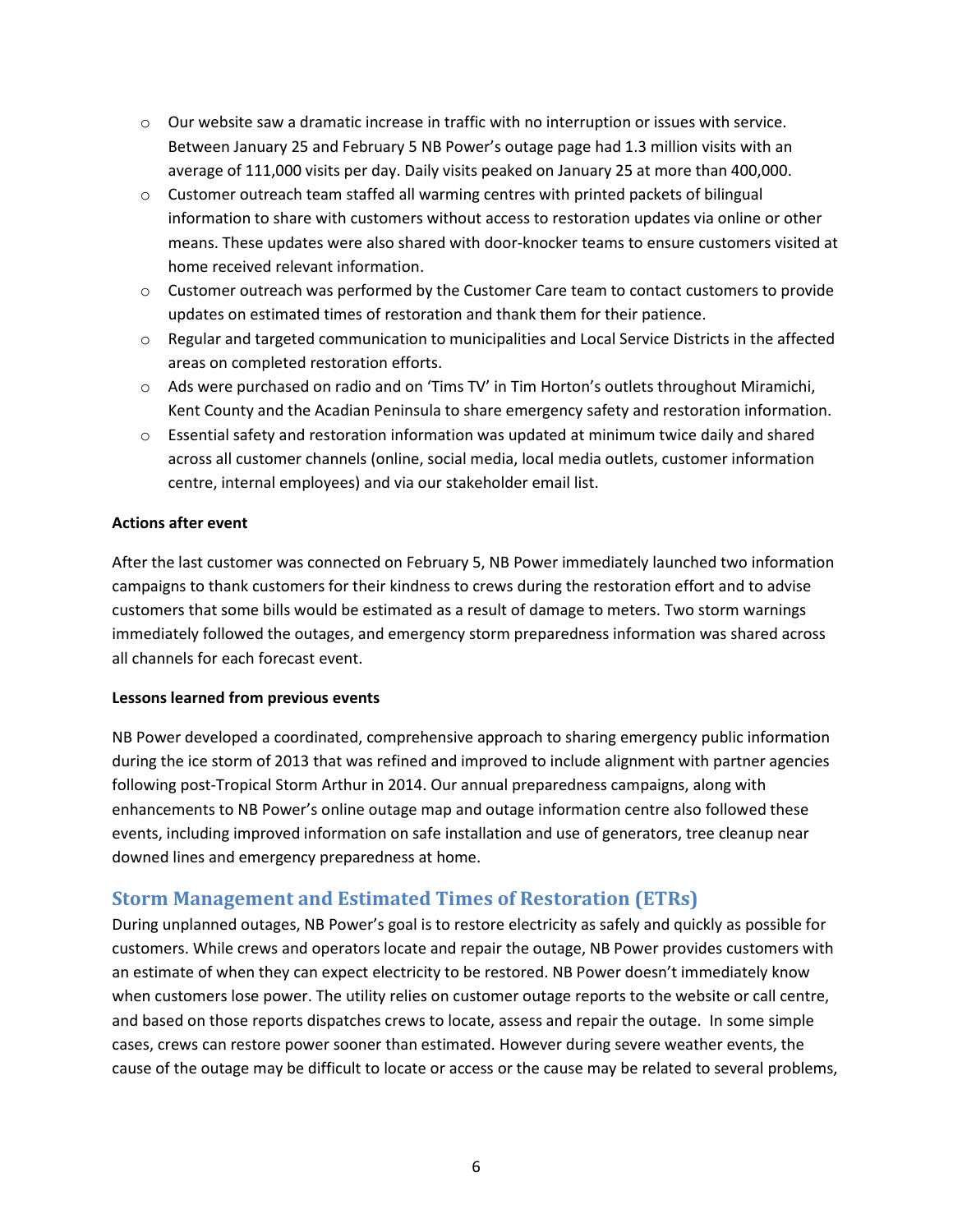- Our website saw a dramatic increase in traffic with no interruption or issues with service. Between January 25 and February 5 NB Power's outage page had 1.3 million visits with an average of 111,000 visits per day. Daily visits peaked on January 25 at more than 400,000.
- Customer outreach team staffed all warming centres with printed packets of bilingual information to share with customers without access to restoration updates via online or other means. These updates were also shared with door-knocker teams to ensure customers visited at home received relevant information.
- Customer outreach was performed by the Customer Care team to contact customers to provide updates on estimated times of restoration and thank them for their patience.
- Regular and targeted communication to municipalities and Local Service Districts in the affected areas on completed restoration efforts.
- Ads were purchased on radio and on 'Tims TV' in Tim Horton's outlets throughout Miramichi, Kent County and the Acadian Peninsula to share emergency safety and restoration information.
- Essential safety and restoration information was updated at minimum twice daily and shared across all customer channels (online, social media, local media outlets, customer information centre, internal employees) and via our stakeholder email list.

**Actions after event**

After the last customer was connected on February 5, NB Power immediately launched two information campaigns to thank customers for their kindness to crews during the restoration effort and to advise customers that some bills would be estimated as a result of damage to meters. Two storm warnings immediately followed the outages, and emergency storm preparedness information was shared across all channels for each forecast event.

**Lessons learned from previous events**

NB Power developed a coordinated, comprehensive approach to sharing emergency public information during the ice storm of 2013 that was refined and improved to include alignment with partner agencies following post-Tropical Storm Arthur in 2014. Our annual preparedness campaigns, along with enhancements to NB Power's online outage map and outage information centre also followed these events, including improved information on safe installation and use of generators, tree cleanup near downed lines and emergency preparedness at home.

## Storm Management and Estimated Times of Restoration (ETRs)

During unplanned outages, NB Power's goal is to restore electricity as safely and quickly as possible for customers. While crews and operators locate and repair the outage, NB Power provides customers with an estimate of when they can expect electricity to be restored. NB Power doesn't immediately know when customers lose power. The utility relies on customer outage reports to the website or call centre, and based on those reports dispatches crews to locate, assess and repair the outage. In some simple cases, crews can restore power sooner than estimated. However during severe weather events, the cause of the outage may be difficult to locate or access or the cause may be related to several problems,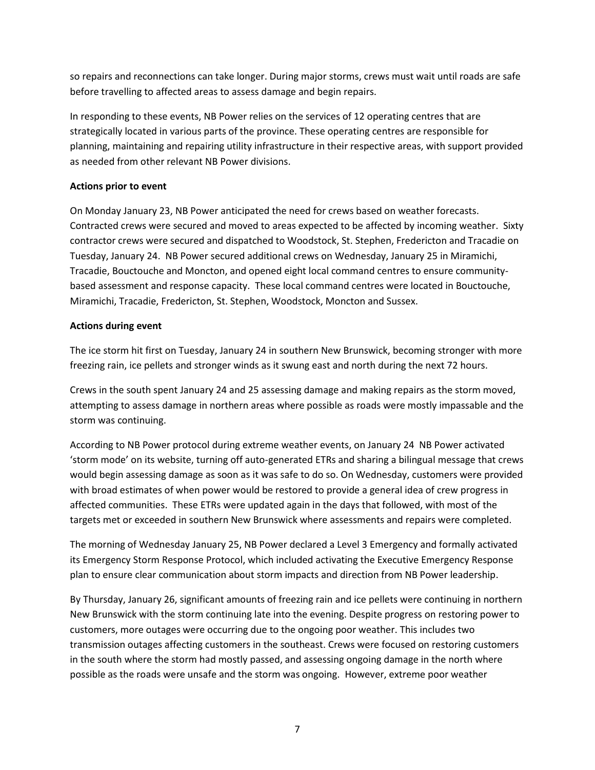so repairs and reconnections can take longer. During major storms, crews must wait until roads are safe before travelling to affected areas to assess damage and begin repairs.

In responding to these events, NB Power relies on the services of 12 operating centres that are strategically located in various parts of the province. These operating centres are responsible for planning, maintaining and repairing utility infrastructure in their respective areas, with support provided as needed from other relevant NB Power divisions.

**Actions prior to event**

On Monday January 23, NB Power anticipated the need for crews based on weather forecasts. Contracted crews were secured and moved to areas expected to be affected by incoming weather. Sixty contractor crews were secured and dispatched to Woodstock, St. Stephen, Fredericton and Tracadie on Tuesday, January 24. NB Power secured additional crews on Wednesday, January 25 in Miramichi, Tracadie, Bouctouche and Moncton, and opened eight local command centres to ensure community-based assessment and response capacity. These local command centres were located in Bouctouche, Miramichi, Tracadie, Fredericton, St. Stephen, Woodstock, Moncton and Sussex.

**Actions during event**

The ice storm hit first on Tuesday, January 24 in southern New Brunswick, becoming stronger with more freezing rain, ice pellets and stronger winds as it swung east and north during the next 72 hours.

Crews in the south spent January 24 and 25 assessing damage and making repairs as the storm moved, attempting to assess damage in northern areas where possible as roads were mostly impassable and the storm was continuing.

According to NB Power protocol during extreme weather events, on January 24 NB Power activated 'storm mode' on its website, turning off auto-generated ETRs and sharing a bilingual message that crews would begin assessing damage as soon as it was safe to do so. On Wednesday, customers were provided with broad estimates of when power would be restored to provide a general idea of crew progress in affected communities. These ETRs were updated again in the days that followed, with most of the targets met or exceeded in southern New Brunswick where assessments and repairs were completed.

The morning of Wednesday January 25, NB Power declared a Level 3 Emergency and formally activated its Emergency Storm Response Protocol, which included activating the Executive Emergency Response plan to ensure clear communication about storm impacts and direction from NB Power leadership.

By Thursday, January 26, significant amounts of freezing rain and ice pellets were continuing in northern New Brunswick with the storm continuing late into the evening. Despite progress on restoring power to customers, more outages were occurring due to the ongoing poor weather. This includes two transmission outages affecting customers in the southeast. Crews were focused on restoring customers in the south where the storm had mostly passed, and assessing ongoing damage in the north where possible as the roads were unsafe and the storm was ongoing. However, extreme poor weather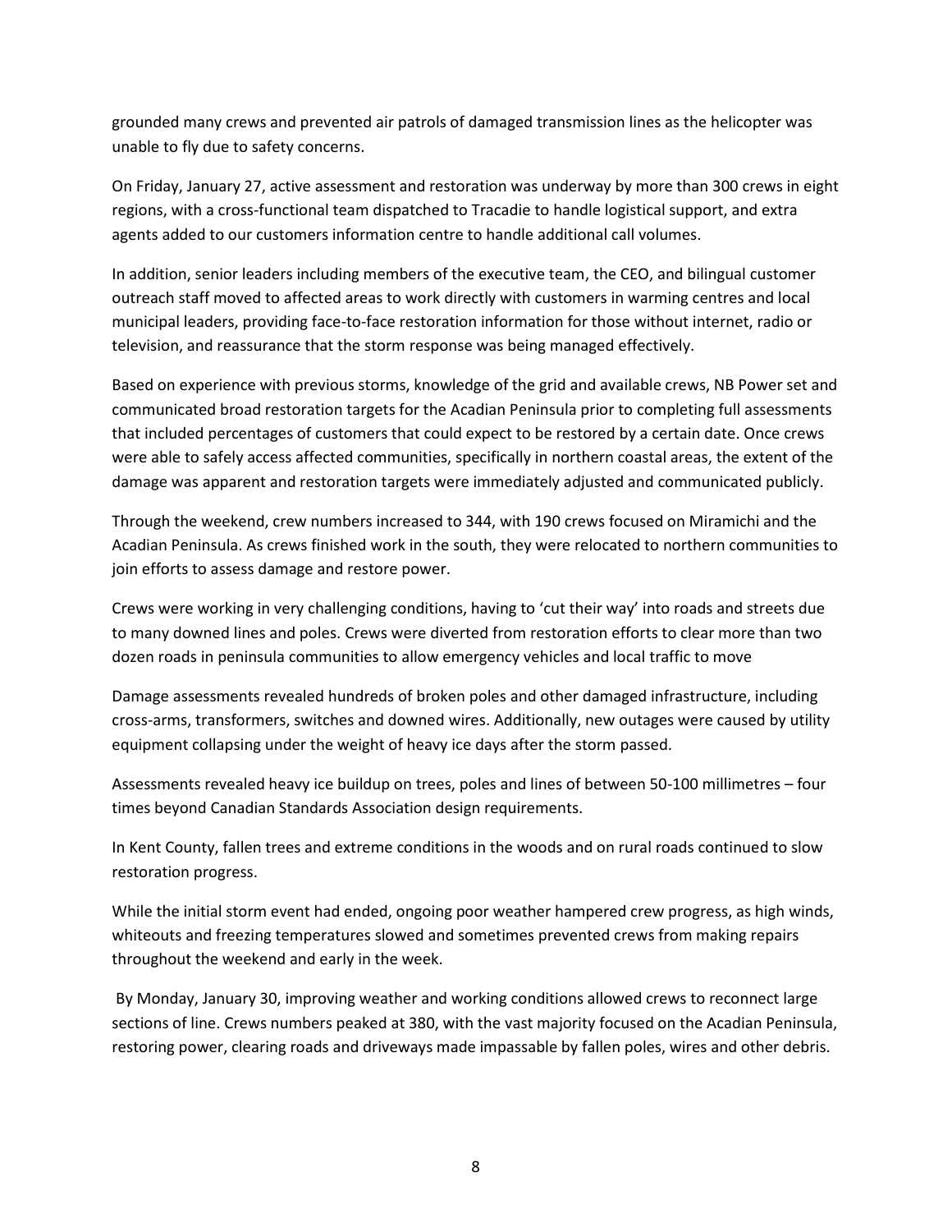grounded many crews and prevented air patrols of damaged transmission lines as the helicopter was unable to fly due to safety concerns.

On Friday, January 27, active assessment and restoration was underway by more than 300 crews in eight regions, with a cross-functional team dispatched to Tracadie to handle logistical support, and extra agents added to our customers information centre to handle additional call volumes.

In addition, senior leaders including members of the executive team, the CEO, and bilingual customer outreach staff moved to affected areas to work directly with customers in warming centres and local municipal leaders, providing face-to-face restoration information for those without internet, radio or television, and reassurance that the storm response was being managed effectively.

Based on experience with previous storms, knowledge of the grid and available crews, NB Power set and communicated broad restoration targets for the Acadian Peninsula prior to completing full assessments that included percentages of customers that could expect to be restored by a certain date. Once crews were able to safely access affected communities, specifically in northern coastal areas, the extent of the damage was apparent and restoration targets were immediately adjusted and communicated publicly.

Through the weekend, crew numbers increased to 344, with 190 crews focused on Miramichi and the Acadian Peninsula. As crews finished work in the south, they were relocated to northern communities to join efforts to assess damage and restore power.

Crews were working in very challenging conditions, having to 'cut their way' into roads and streets due to many downed lines and poles. Crews were diverted from restoration efforts to clear more than two dozen roads in peninsula communities to allow emergency vehicles and local traffic to move

Damage assessments revealed hundreds of broken poles and other damaged infrastructure, including cross-arms, transformers, switches and downed wires. Additionally, new outages were caused by utility equipment collapsing under the weight of heavy ice days after the storm passed.

Assessments revealed heavy ice buildup on trees, poles and lines of between 50-100 millimetres – four times beyond Canadian Standards Association design requirements.

In Kent County, fallen trees and extreme conditions in the woods and on rural roads continued to slow restoration progress.

While the initial storm event had ended, ongoing poor weather hampered crew progress, as high winds, whiteouts and freezing temperatures slowed and sometimes prevented crews from making repairs throughout the weekend and early in the week.

By Monday, January 30, improving weather and working conditions allowed crews to reconnect large sections of line. Crews numbers peaked at 380, with the vast majority focused on the Acadian Peninsula, restoring power, clearing roads and driveways made impassable by fallen poles, wires and other debris.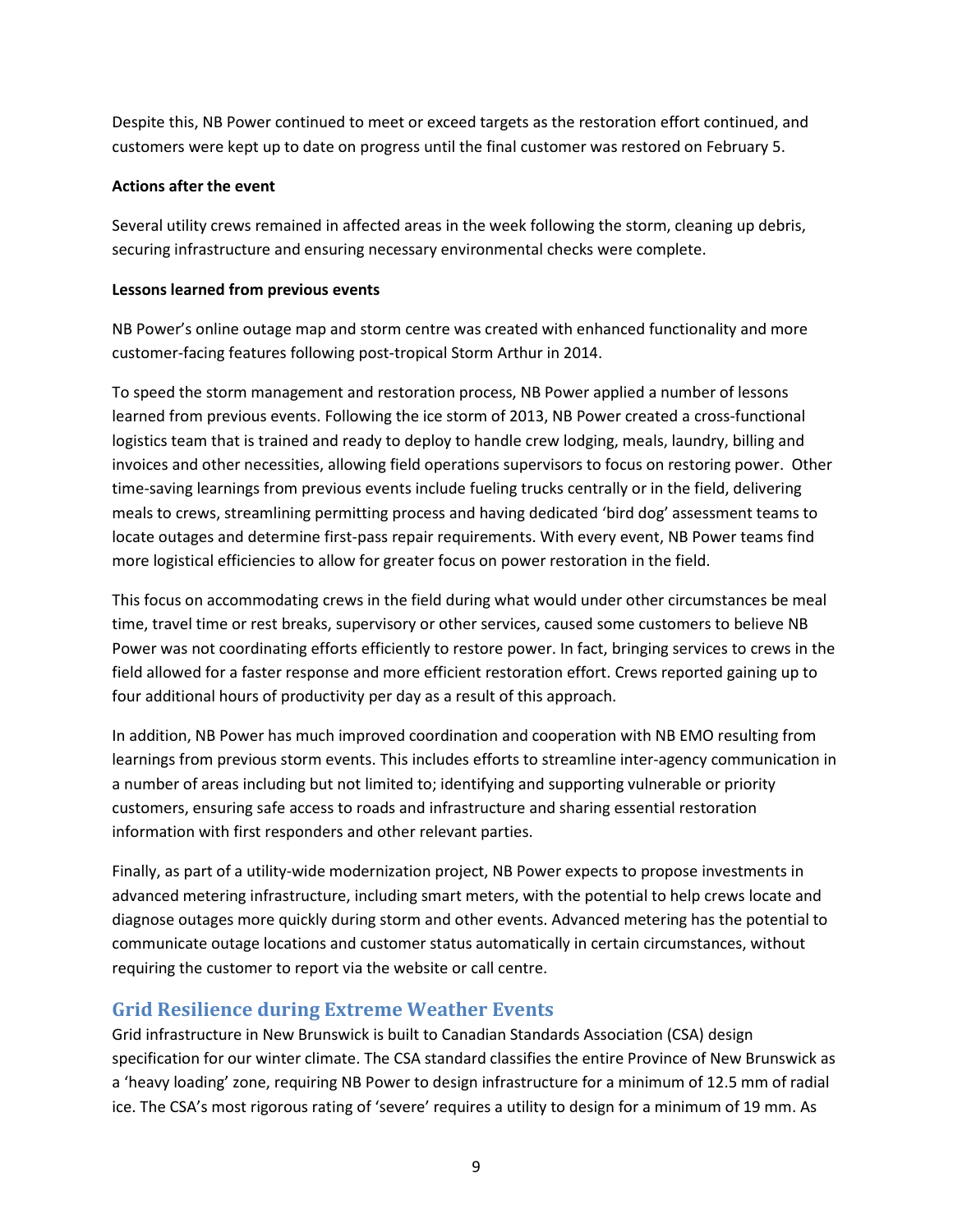Despite this, NB Power continued to meet or exceed targets as the restoration effort continued, and customers were kept up to date on progress until the final customer was restored on February 5.

**Actions after the event**

Several utility crews remained in affected areas in the week following the storm, cleaning up debris, securing infrastructure and ensuring necessary environmental checks were complete.

**Lessons learned from previous events**

NB Power's online outage map and storm centre was created with enhanced functionality and more customer-facing features following post-tropical Storm Arthur in 2014.

To speed the storm management and restoration process, NB Power applied a number of lessons learned from previous events. Following the ice storm of 2013, NB Power created a cross-functional logistics team that is trained and ready to deploy to handle crew lodging, meals, laundry, billing and invoices and other necessities, allowing field operations supervisors to focus on restoring power. Other time-saving learnings from previous events include fueling trucks centrally or in the field, delivering meals to crews, streamlining permitting process and having dedicated 'bird dog' assessment teams to locate outages and determine first-pass repair requirements. With every event, NB Power teams find more logistical efficiencies to allow for greater focus on power restoration in the field.

This focus on accommodating crews in the field during what would under other circumstances be meal time, travel time or rest breaks, supervisory or other services, caused some customers to believe NB Power was not coordinating efforts efficiently to restore power. In fact, bringing services to crews in the field allowed for a faster response and more efficient restoration effort. Crews reported gaining up to four additional hours of productivity per day as a result of this approach.

In addition, NB Power has much improved coordination and cooperation with NB EMO resulting from learnings from previous storm events. This includes efforts to streamline inter-agency communication in a number of areas including but not limited to; identifying and supporting vulnerable or priority customers, ensuring safe access to roads and infrastructure and sharing essential restoration information with first responders and other relevant parties.

Finally, as part of a utility-wide modernization project, NB Power expects to propose investments in advanced metering infrastructure, including smart meters, with the potential to help crews locate and diagnose outages more quickly during storm and other events. Advanced metering has the potential to communicate outage locations and customer status automatically in certain circumstances, without requiring the customer to report via the website or call centre.

## Grid Resilience during Extreme Weather Events

Grid infrastructure in New Brunswick is built to Canadian Standards Association (CSA) design specification for our winter climate. The CSA standard classifies the entire Province of New Brunswick as a 'heavy loading' zone, requiring NB Power to design infrastructure for a minimum of 12.5 mm of radial ice. The CSA's most rigorous rating of 'severe' requires a utility to design for a minimum of 19 mm. As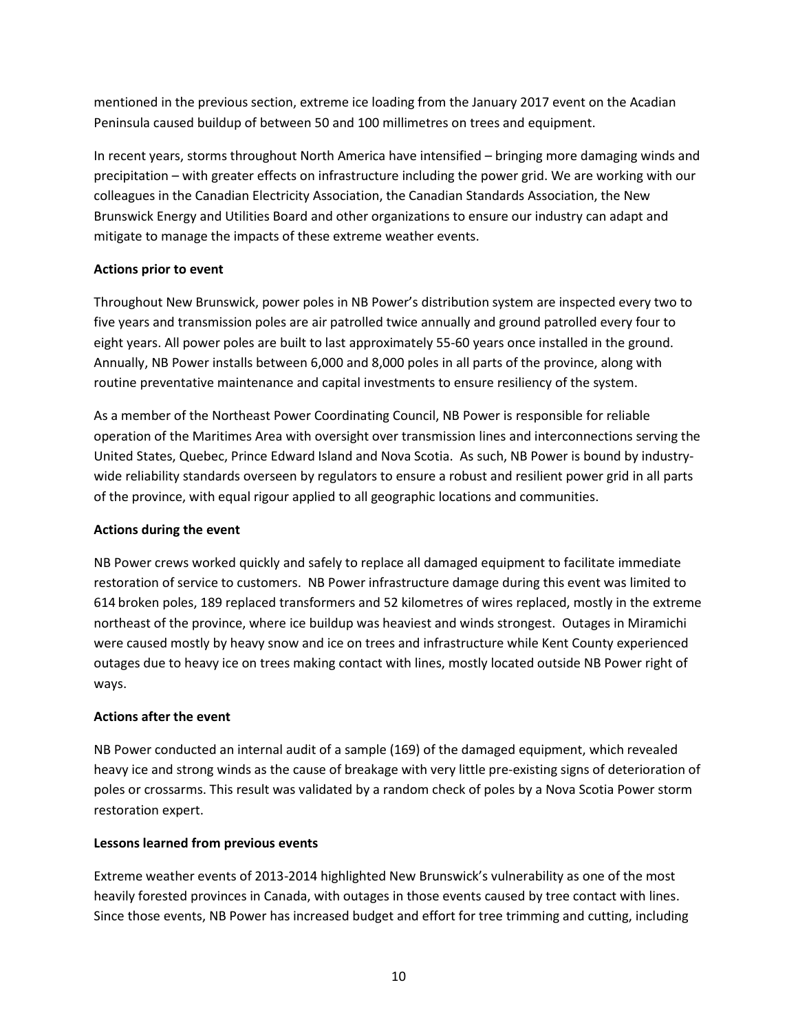mentioned in the previous section, extreme ice loading from the January 2017 event on the Acadian Peninsula caused buildup of between 50 and 100 millimetres on trees and equipment.

In recent years, storms throughout North America have intensified – bringing more damaging winds and precipitation – with greater effects on infrastructure including the power grid. We are working with our colleagues in the Canadian Electricity Association, the Canadian Standards Association, the New Brunswick Energy and Utilities Board and other organizations to ensure our industry can adapt and mitigate to manage the impacts of these extreme weather events.

**Actions prior to event**

Throughout New Brunswick, power poles in NB Power's distribution system are inspected every two to five years and transmission poles are air patrolled twice annually and ground patrolled every four to eight years. All power poles are built to last approximately 55-60 years once installed in the ground. Annually, NB Power installs between 6,000 and 8,000 poles in all parts of the province, along with routine preventative maintenance and capital investments to ensure resiliency of the system.

As a member of the Northeast Power Coordinating Council, NB Power is responsible for reliable operation of the Maritimes Area with oversight over transmission lines and interconnections serving the United States, Quebec, Prince Edward Island and Nova Scotia. As such, NB Power is bound by industry-wide reliability standards overseen by regulators to ensure a robust and resilient power grid in all parts of the province, with equal rigour applied to all geographic locations and communities.

**Actions during the event**

NB Power crews worked quickly and safely to replace all damaged equipment to facilitate immediate restoration of service to customers. NB Power infrastructure damage during this event was limited to 614 broken poles, 189 replaced transformers and 52 kilometres of wires replaced, mostly in the extreme northeast of the province, where ice buildup was heaviest and winds strongest. Outages in Miramichi were caused mostly by heavy snow and ice on trees and infrastructure while Kent County experienced outages due to heavy ice on trees making contact with lines, mostly located outside NB Power right of ways.

**Actions after the event**

NB Power conducted an internal audit of a sample (169) of the damaged equipment, which revealed heavy ice and strong winds as the cause of breakage with very little pre-existing signs of deterioration of poles or crossarms. This result was validated by a random check of poles by a Nova Scotia Power storm restoration expert.

**Lessons learned from previous events**

Extreme weather events of 2013-2014 highlighted New Brunswick's vulnerability as one of the most heavily forested provinces in Canada, with outages in those events caused by tree contact with lines. Since those events, NB Power has increased budget and effort for tree trimming and cutting, including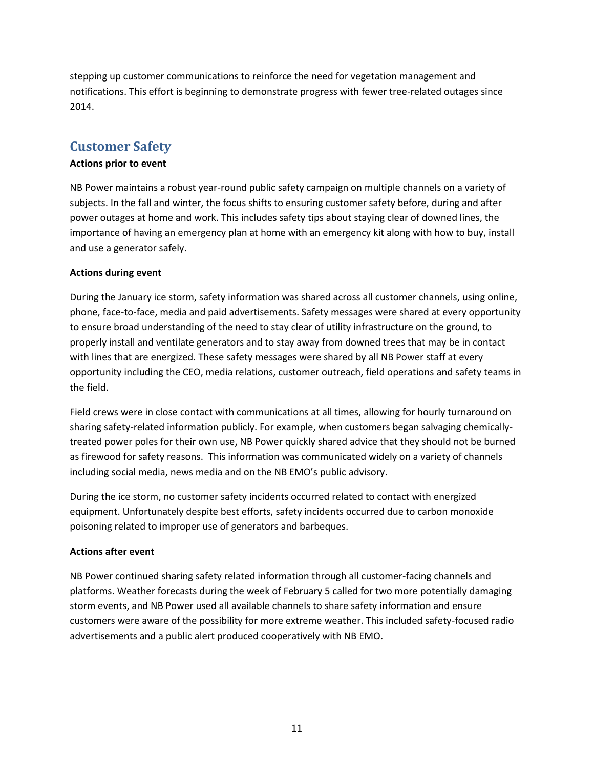stepping up customer communications to reinforce the need for vegetation management and notifications. This effort is beginning to demonstrate progress with fewer tree-related outages since 2014.

## Customer Safety

**Actions prior to event**

NB Power maintains a robust year-round public safety campaign on multiple channels on a variety of subjects. In the fall and winter, the focus shifts to ensuring customer safety before, during and after power outages at home and work. This includes safety tips about staying clear of downed lines, the importance of having an emergency plan at home with an emergency kit along with how to buy, install and use a generator safely.

**Actions during event**

During the January ice storm, safety information was shared across all customer channels, using online, phone, face-to-face, media and paid advertisements. Safety messages were shared at every opportunity to ensure broad understanding of the need to stay clear of utility infrastructure on the ground, to properly install and ventilate generators and to stay away from downed trees that may be in contact with lines that are energized. These safety messages were shared by all NB Power staff at every opportunity including the CEO, media relations, customer outreach, field operations and safety teams in the field.

Field crews were in close contact with communications at all times, allowing for hourly turnaround on sharing safety-related information publicly. For example, when customers began salvaging chemically-treated power poles for their own use, NB Power quickly shared advice that they should not be burned as firewood for safety reasons. This information was communicated widely on a variety of channels including social media, news media and on the NB EMO's public advisory.

During the ice storm, no customer safety incidents occurred related to contact with energized equipment. Unfortunately despite best efforts, safety incidents occurred due to carbon monoxide poisoning related to improper use of generators and barbeques.

**Actions after event**

NB Power continued sharing safety related information through all customer-facing channels and platforms. Weather forecasts during the week of February 5 called for two more potentially damaging storm events, and NB Power used all available channels to share safety information and ensure customers were aware of the possibility for more extreme weather. This included safety-focused radio advertisements and a public alert produced cooperatively with NB EMO.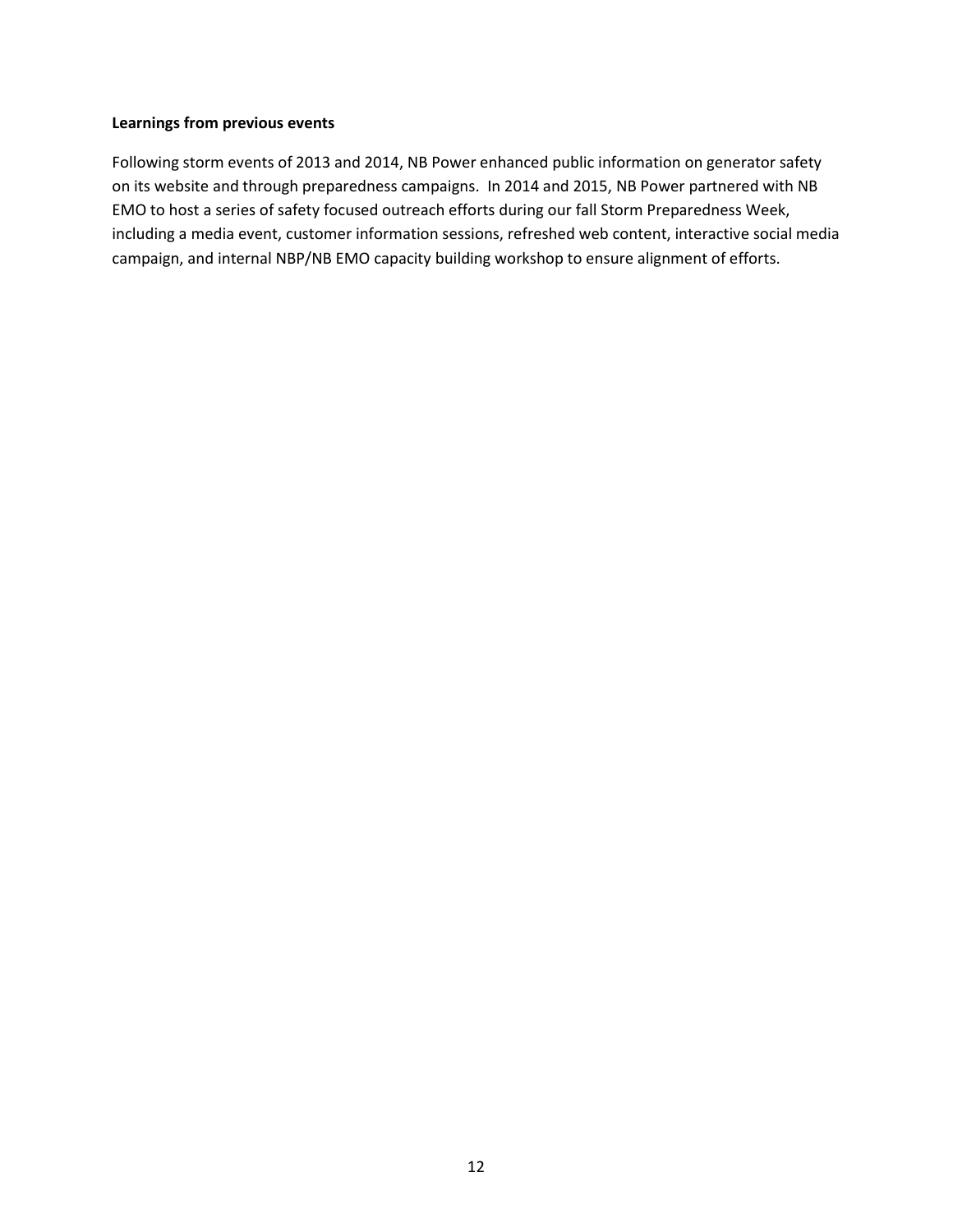**Learnings from previous events**

Following storm events of 2013 and 2014, NB Power enhanced public information on generator safety on its website and through preparedness campaigns. In 2014 and 2015, NB Power partnered with NB EMO to host a series of safety focused outreach efforts during our fall Storm Preparedness Week, including a media event, customer information sessions, refreshed web content, interactive social media campaign, and internal NBP/NB EMO capacity building workshop to ensure alignment of efforts.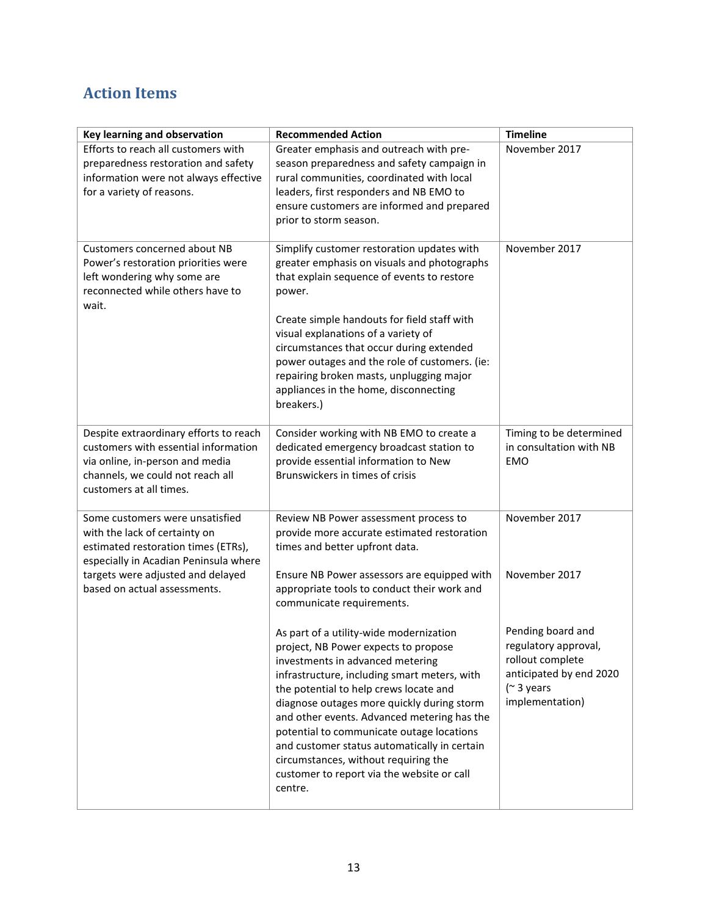## Action Items

| Key learning and observation | Recommended Action | Timeline |
|---|---|---|
| Efforts to reach all customers with preparedness restoration and safety information were not always effective for a variety of reasons. | Greater emphasis and outreach with pre-season preparedness and safety campaign in rural communities, coordinated with local leaders, first responders and NB EMO to ensure customers are informed and prepared prior to storm season. | November 2017 |
| Customers concerned about NB Power's restoration priorities were left wondering why some are reconnected while others have to wait. | Simplify customer restoration updates with greater emphasis on visuals and photographs that explain sequence of events to restore power.<br><br>Create simple handouts for field staff with visual explanations of a variety of circumstances that occur during extended power outages and the role of customers. (ie: repairing broken masts, unplugging major appliances in the home, disconnecting breakers.) | November 2017 |
| Despite extraordinary efforts to reach customers with essential information via online, in-person and media channels, we could not reach all customers at all times. | Consider working with NB EMO to create a dedicated emergency broadcast station to provide essential information to New Brunswickers in times of crisis | Timing to be determined in consultation with NB EMO |
| Some customers were unsatisfied with the lack of certainty on estimated restoration times (ETRs), especially in Acadian Peninsula where targets were adjusted and delayed based on actual assessments. | Review NB Power assessment process to provide more accurate estimated restoration times and better upfront data.<br><br>Ensure NB Power assessors are equipped with appropriate tools to conduct their work and communicate requirements.<br><br>As part of a utility-wide modernization project, NB Power expects to propose investments in advanced metering infrastructure, including smart meters, with the potential to help crews locate and diagnose outages more quickly during storm and other events. Advanced metering has the potential to communicate outage locations and customer status automatically in certain circumstances, without requiring the customer to report via the website or call centre. | November 2017<br><br>November 2017<br><br>Pending board and regulatory approval, rollout complete anticipated by end 2020 (~ 3 years implementation) |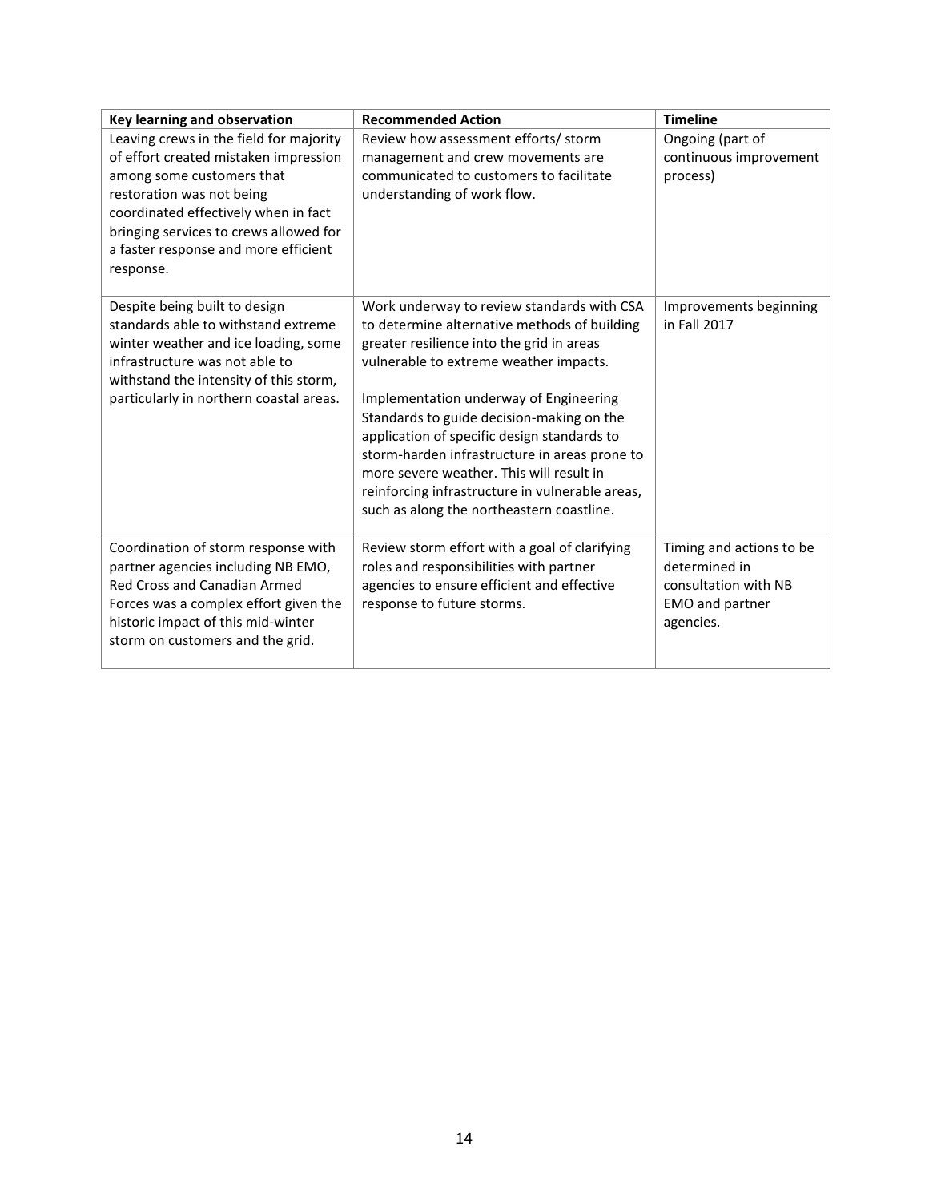| Key learning and observation | Recommended Action | Timeline |
|---|---|---|
| Leaving crews in the field for majority of effort created mistaken impression among some customers that restoration was not being coordinated effectively when in fact bringing services to crews allowed for a faster response and more efficient response. | Review how assessment efforts/ storm management and crew movements are communicated to customers to facilitate understanding of work flow. | Ongoing (part of continuous improvement process) |
| Despite being built to design standards able to withstand extreme winter weather and ice loading, some infrastructure was not able to withstand the intensity of this storm, particularly in northern coastal areas. | Work underway to review standards with CSA to determine alternative methods of building greater resilience into the grid in areas vulnerable to extreme weather impacts.<br><br>Implementation underway of Engineering Standards to guide decision-making on the application of specific design standards to storm-harden infrastructure in areas prone to more severe weather. This will result in reinforcing infrastructure in vulnerable areas, such as along the northeastern coastline. | Improvements beginning in Fall 2017 |
| Coordination of storm response with partner agencies including NB EMO, Red Cross and Canadian Armed Forces was a complex effort given the historic impact of this mid-winter storm on customers and the grid. | Review storm effort with a goal of clarifying roles and responsibilities with partner agencies to ensure efficient and effective response to future storms. | Timing and actions to be determined in consultation with NB EMO and partner agencies. |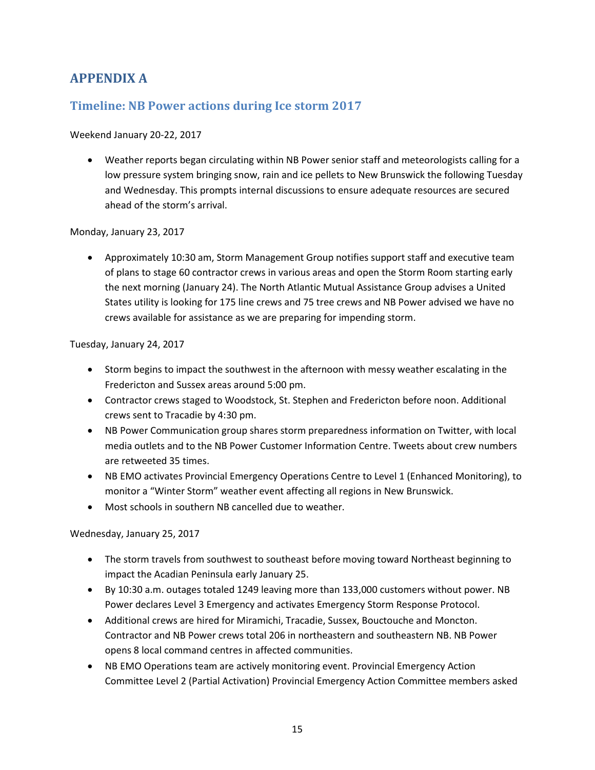## APPENDIX A

### Timeline: NB Power actions during Ice storm 2017

Weekend January 20-22, 2017

- Weather reports began circulating within NB Power senior staff and meteorologists calling for a low pressure system bringing snow, rain and ice pellets to New Brunswick the following Tuesday and Wednesday. This prompts internal discussions to ensure adequate resources are secured ahead of the storm's arrival.

Monday, January 23, 2017

- Approximately 10:30 am, Storm Management Group notifies support staff and executive team of plans to stage 60 contractor crews in various areas and open the Storm Room starting early the next morning (January 24). The North Atlantic Mutual Assistance Group advises a United States utility is looking for 175 line crews and 75 tree crews and NB Power advised we have no crews available for assistance as we are preparing for impending storm.

Tuesday, January 24, 2017

- Storm begins to impact the southwest in the afternoon with messy weather escalating in the Fredericton and Sussex areas around 5:00 pm.
- Contractor crews staged to Woodstock, St. Stephen and Fredericton before noon. Additional crews sent to Tracadie by 4:30 pm.
- NB Power Communication group shares storm preparedness information on Twitter, with local media outlets and to the NB Power Customer Information Centre. Tweets about crew numbers are retweeted 35 times.
- NB EMO activates Provincial Emergency Operations Centre to Level 1 (Enhanced Monitoring), to monitor a "Winter Storm" weather event affecting all regions in New Brunswick.
- Most schools in southern NB cancelled due to weather.

Wednesday, January 25, 2017

- The storm travels from southwest to southeast before moving toward Northeast beginning to impact the Acadian Peninsula early January 25.
- By 10:30 a.m. outages totaled 1249 leaving more than 133,000 customers without power. NB Power declares Level 3 Emergency and activates Emergency Storm Response Protocol.
- Additional crews are hired for Miramichi, Tracadie, Sussex, Bouctouche and Moncton. Contractor and NB Power crews total 206 in northeastern and southeastern NB. NB Power opens 8 local command centres in affected communities.
- NB EMO Operations team are actively monitoring event. Provincial Emergency Action Committee Level 2 (Partial Activation) Provincial Emergency Action Committee members asked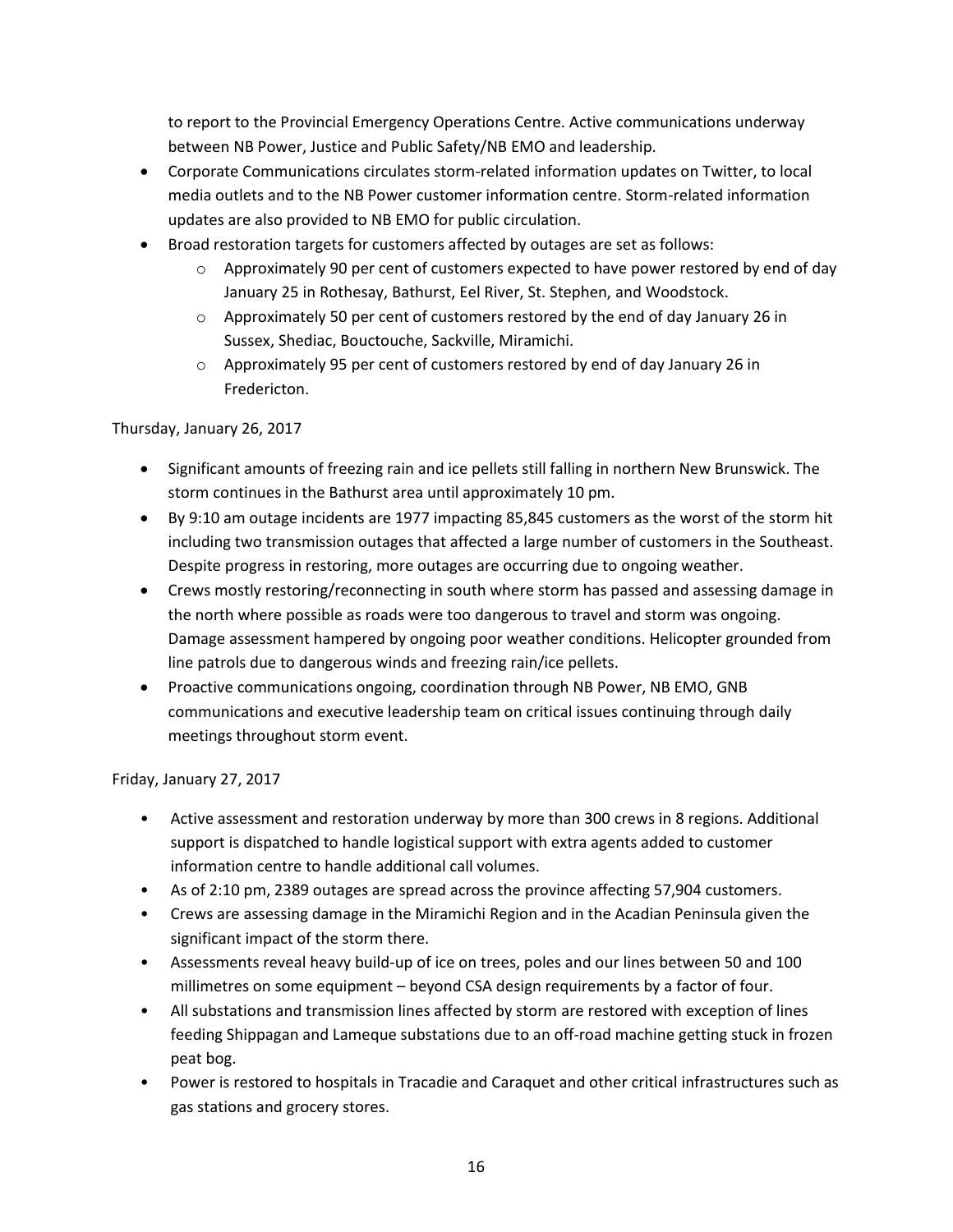to report to the Provincial Emergency Operations Centre. Active communications underway between NB Power, Justice and Public Safety/NB EMO and leadership.

- Corporate Communications circulates storm-related information updates on Twitter, to local media outlets and to the NB Power customer information centre. Storm-related information updates are also provided to NB EMO for public circulation.
- Broad restoration targets for customers affected by outages are set as follows:
  - Approximately 90 per cent of customers expected to have power restored by end of day January 25 in Rothesay, Bathurst, Eel River, St. Stephen, and Woodstock.
  - Approximately 50 per cent of customers restored by the end of day January 26 in Sussex, Shediac, Bouctouche, Sackville, Miramichi.
  - Approximately 95 per cent of customers restored by end of day January 26 in Fredericton.

Thursday, January 26, 2017

- Significant amounts of freezing rain and ice pellets still falling in northern New Brunswick. The storm continues in the Bathurst area until approximately 10 pm.
- By 9:10 am outage incidents are 1977 impacting 85,845 customers as the worst of the storm hit including two transmission outages that affected a large number of customers in the Southeast. Despite progress in restoring, more outages are occurring due to ongoing weather.
- Crews mostly restoring/reconnecting in south where storm has passed and assessing damage in the north where possible as roads were too dangerous to travel and storm was ongoing. Damage assessment hampered by ongoing poor weather conditions. Helicopter grounded from line patrols due to dangerous winds and freezing rain/ice pellets.
- Proactive communications ongoing, coordination through NB Power, NB EMO, GNB communications and executive leadership team on critical issues continuing through daily meetings throughout storm event.

Friday, January 27, 2017

- Active assessment and restoration underway by more than 300 crews in 8 regions. Additional support is dispatched to handle logistical support with extra agents added to customer information centre to handle additional call volumes.
- As of 2:10 pm, 2389 outages are spread across the province affecting 57,904 customers.
- Crews are assessing damage in the Miramichi Region and in the Acadian Peninsula given the significant impact of the storm there.
- Assessments reveal heavy build-up of ice on trees, poles and our lines between 50 and 100 millimetres on some equipment – beyond CSA design requirements by a factor of four.
- All substations and transmission lines affected by storm are restored with exception of lines feeding Shippagan and Lameque substations due to an off-road machine getting stuck in frozen peat bog.
- Power is restored to hospitals in Tracadie and Caraquet and other critical infrastructures such as gas stations and grocery stores.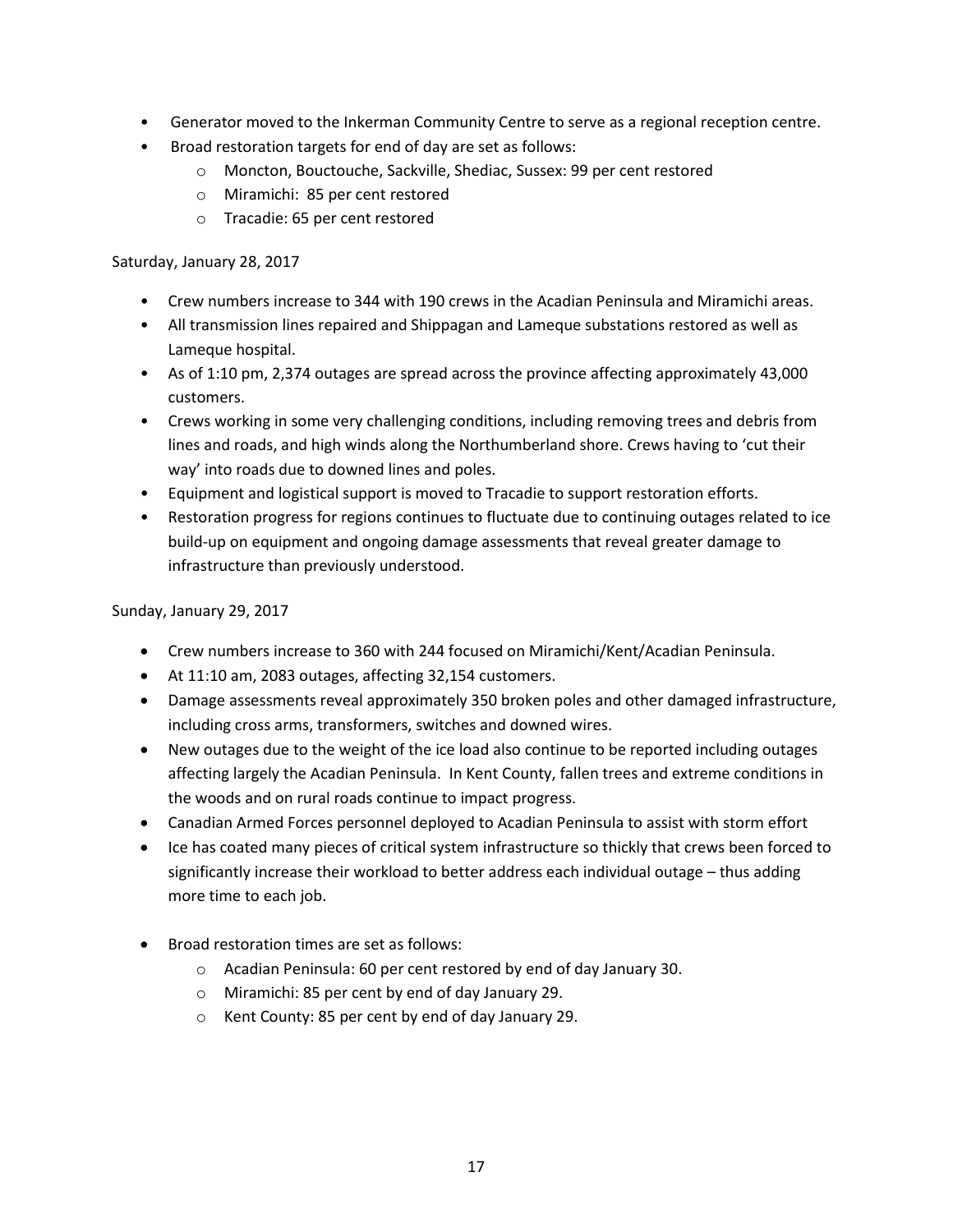- Generator moved to the Inkerman Community Centre to serve as a regional reception centre.
- Broad restoration targets for end of day are set as follows:
    - Moncton, Bouctouche, Sackville, Shediac, Sussex: 99 per cent restored
    - Miramichi: 85 per cent restored
    - Tracadie: 65 per cent restored

Saturday, January 28, 2017

- Crew numbers increase to 344 with 190 crews in the Acadian Peninsula and Miramichi areas.
- All transmission lines repaired and Shippagan and Lameque substations restored as well as Lameque hospital.
- As of 1:10 pm, 2,374 outages are spread across the province affecting approximately 43,000 customers.
- Crews working in some very challenging conditions, including removing trees and debris from lines and roads, and high winds along the Northumberland shore. Crews having to 'cut their way' into roads due to downed lines and poles.
- Equipment and logistical support is moved to Tracadie to support restoration efforts.
- Restoration progress for regions continues to fluctuate due to continuing outages related to ice build-up on equipment and ongoing damage assessments that reveal greater damage to infrastructure than previously understood.

Sunday, January 29, 2017

- Crew numbers increase to 360 with 244 focused on Miramichi/Kent/Acadian Peninsula.
- At 11:10 am, 2083 outages, affecting 32,154 customers.
- Damage assessments reveal approximately 350 broken poles and other damaged infrastructure, including cross arms, transformers, switches and downed wires.
- New outages due to the weight of the ice load also continue to be reported including outages affecting largely the Acadian Peninsula. In Kent County, fallen trees and extreme conditions in the woods and on rural roads continue to impact progress.
- Canadian Armed Forces personnel deployed to Acadian Peninsula to assist with storm effort
- Ice has coated many pieces of critical system infrastructure so thickly that crews been forced to significantly increase their workload to better address each individual outage – thus adding more time to each job.

- Broad restoration times are set as follows:
    - Acadian Peninsula: 60 per cent restored by end of day January 30.
    - Miramichi: 85 per cent by end of day January 29.
    - Kent County: 85 per cent by end of day January 29.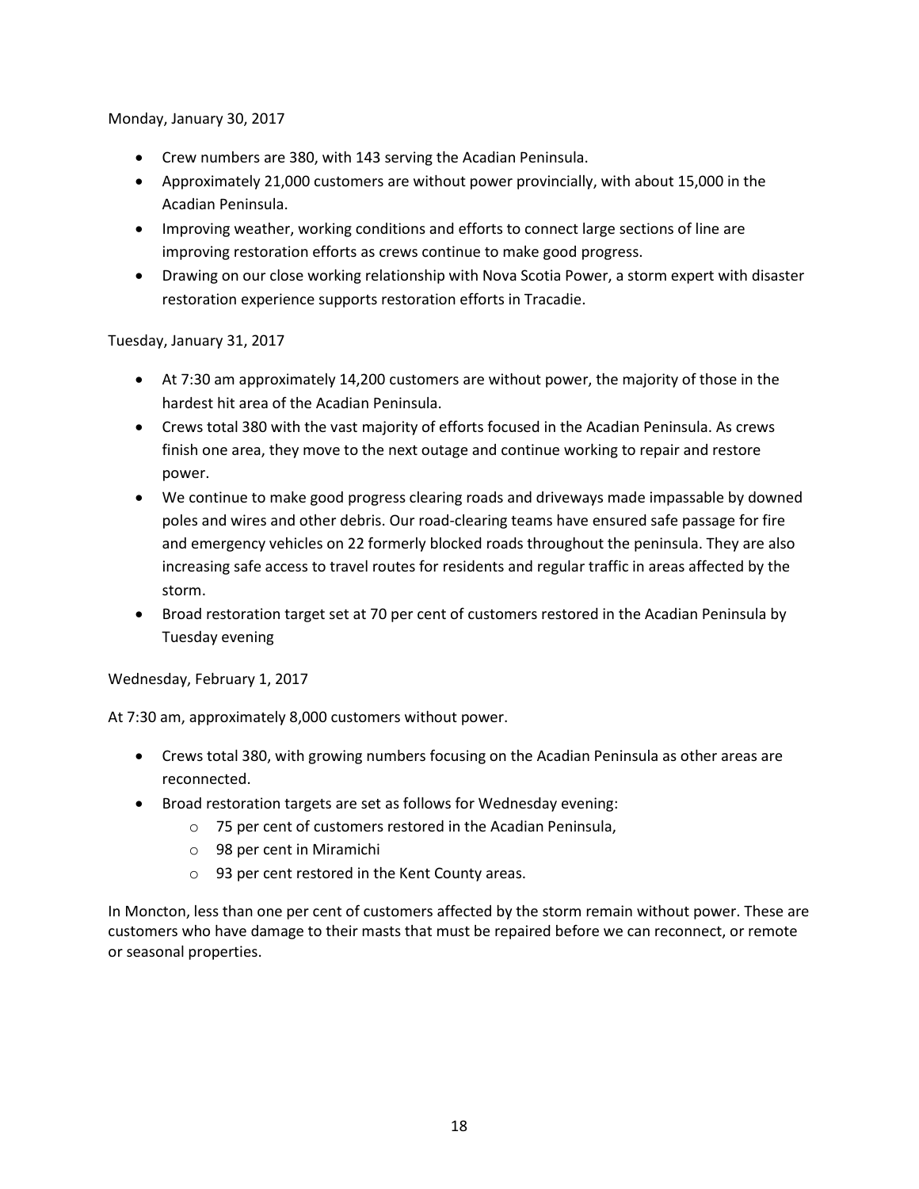Monday, January 30, 2017

- Crew numbers are 380, with 143 serving the Acadian Peninsula.
- Approximately 21,000 customers are without power provincially, with about 15,000 in the Acadian Peninsula.
- Improving weather, working conditions and efforts to connect large sections of line are improving restoration efforts as crews continue to make good progress.
- Drawing on our close working relationship with Nova Scotia Power, a storm expert with disaster restoration experience supports restoration efforts in Tracadie.

Tuesday, January 31, 2017

- At 7:30 am approximately 14,200 customers are without power, the majority of those in the hardest hit area of the Acadian Peninsula.
- Crews total 380 with the vast majority of efforts focused in the Acadian Peninsula. As crews finish one area, they move to the next outage and continue working to repair and restore power.
- We continue to make good progress clearing roads and driveways made impassable by downed poles and wires and other debris. Our road-clearing teams have ensured safe passage for fire and emergency vehicles on 22 formerly blocked roads throughout the peninsula. They are also increasing safe access to travel routes for residents and regular traffic in areas affected by the storm.
- Broad restoration target set at 70 per cent of customers restored in the Acadian Peninsula by Tuesday evening

Wednesday, February 1, 2017

At 7:30 am, approximately 8,000 customers without power.

- Crews total 380, with growing numbers focusing on the Acadian Peninsula as other areas are reconnected.
- Broad restoration targets are set as follows for Wednesday evening:
  - 75 per cent of customers restored in the Acadian Peninsula,
  - 98 per cent in Miramichi
  - 93 per cent restored in the Kent County areas.

In Moncton, less than one per cent of customers affected by the storm remain without power. These are customers who have damage to their masts that must be repaired before we can reconnect, or remote or seasonal properties.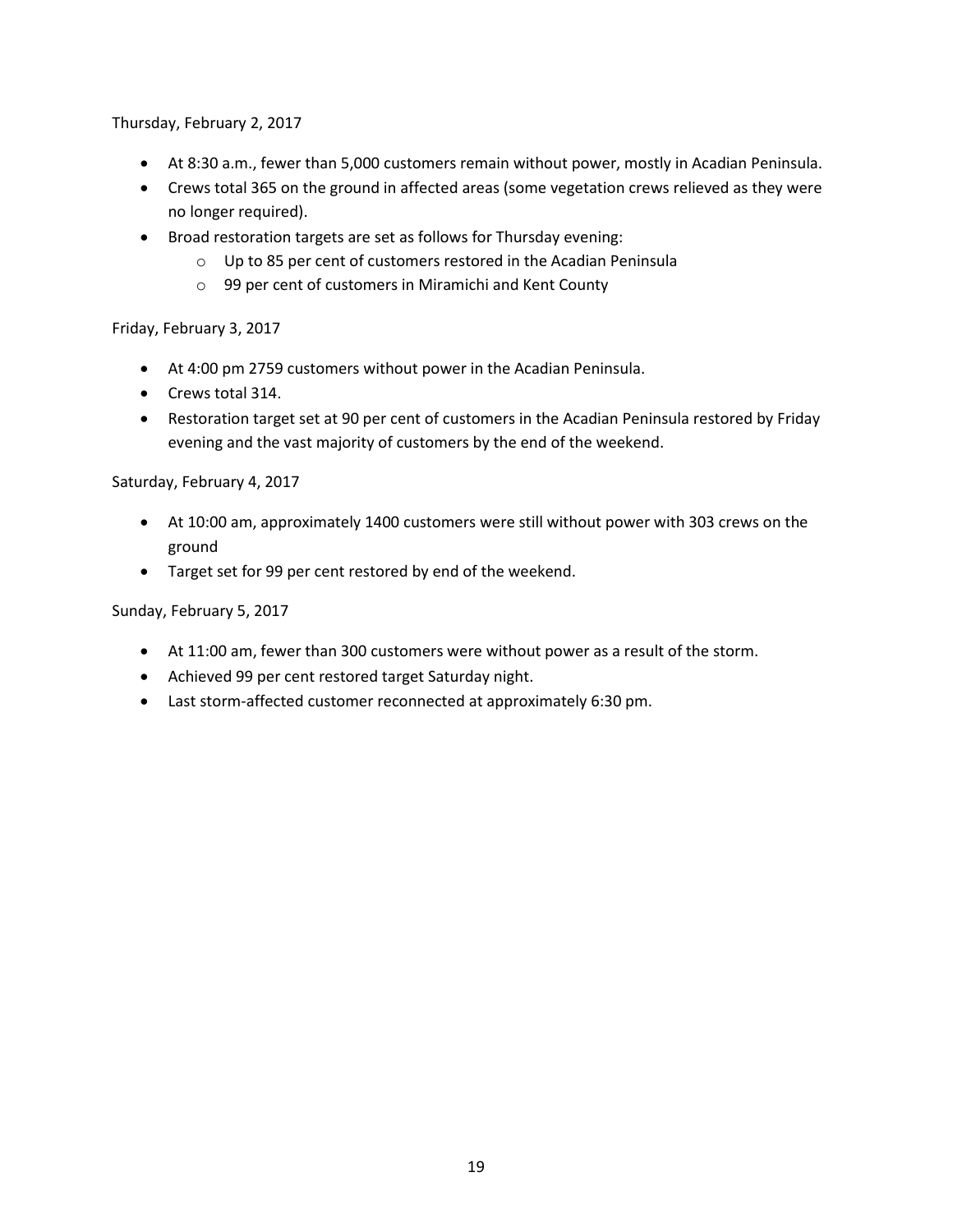Thursday, February 2, 2017

- At 8:30 a.m., fewer than 5,000 customers remain without power, mostly in Acadian Peninsula.
- Crews total 365 on the ground in affected areas (some vegetation crews relieved as they were no longer required).
- Broad restoration targets are set as follows for Thursday evening:
  - Up to 85 per cent of customers restored in the Acadian Peninsula
  - 99 per cent of customers in Miramichi and Kent County

Friday, February 3, 2017

- At 4:00 pm 2759 customers without power in the Acadian Peninsula.
- Crews total 314.
- Restoration target set at 90 per cent of customers in the Acadian Peninsula restored by Friday evening and the vast majority of customers by the end of the weekend.

Saturday, February 4, 2017

- At 10:00 am, approximately 1400 customers were still without power with 303 crews on the ground
- Target set for 99 per cent restored by end of the weekend.

Sunday, February 5, 2017

- At 11:00 am, fewer than 300 customers were without power as a result of the storm.
- Achieved 99 per cent restored target Saturday night.
- Last storm-affected customer reconnected at approximately 6:30 pm.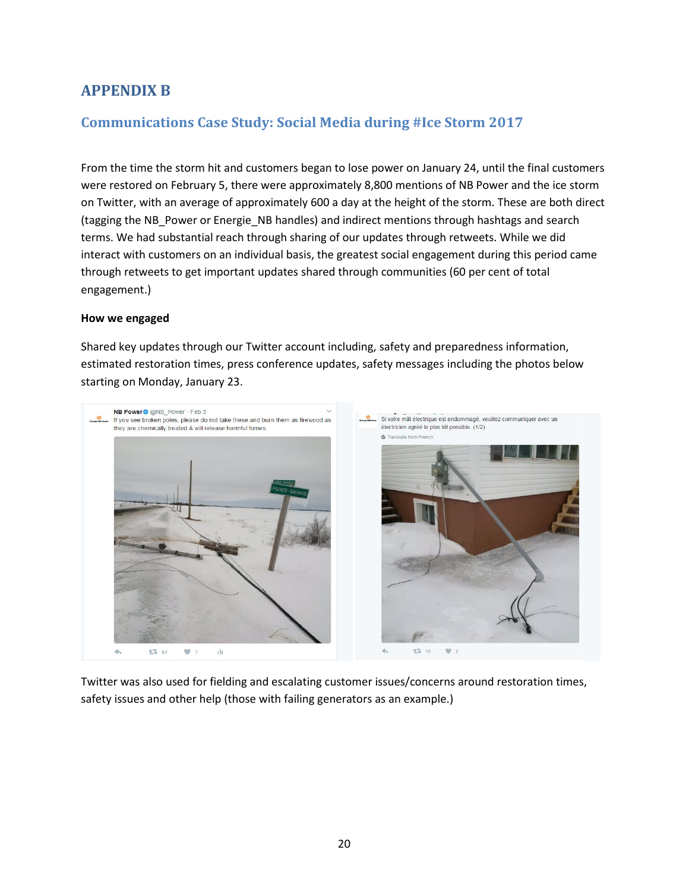# APPENDIX B

## Communications Case Study: Social Media during #Ice Storm 2017

From the time the storm hit and customers began to lose power on January 24, until the final customers were restored on February 5, there were approximately 8,800 mentions of NB Power and the ice storm on Twitter, with an average of approximately 600 a day at the height of the storm. These are both direct (tagging the NB_Power or Energie_NB handles) and indirect mentions through hashtags and search terms. We had substantial reach through sharing of our updates through retweets. While we did interact with customers on an individual basis, the greatest social engagement during this period came through retweets to get important updates shared through communities (60 per cent of total engagement.)

**How we engaged**

Shared key updates through our Twitter account including, safety and preparedness information, estimated restoration times, press conference updates, safety messages including the photos below starting on Monday, January 23.

Twitter was also used for fielding and escalating customer issues/concerns around restoration times, safety issues and other help (those with failing generators as an example.)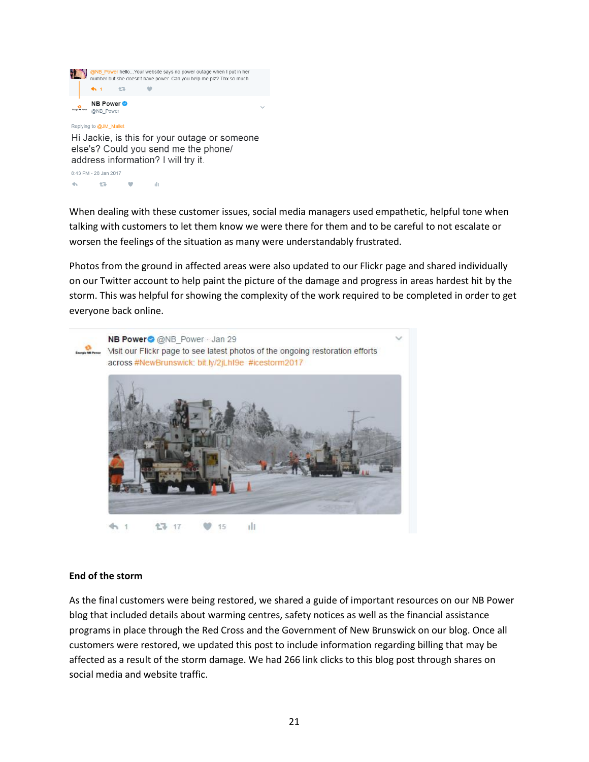@NB_Power hello...Your website says no power outage when I put in her number but she doesn't have power. Can you help me plz? Thx so much

NB Power @NB_Power

Replying to @JM_Mallet

Hi Jackie, is this for your outage or someone else's? Could you send me the phone/ address information? I will try it.

8:43 PM - 28 Jan 2017

When dealing with these customer issues, social media managers used empathetic, helpful tone when talking with customers to let them know we were there for them and to be careful to not escalate or worsen the feelings of the situation as many were understandably frustrated.

Photos from the ground in affected areas were also updated to our Flickr page and shared individually on our Twitter account to help paint the picture of the damage and progress in areas hardest hit by the storm. This was helpful for showing the complexity of the work required to be completed in order to get everyone back online.

NB Power @NB_Power · Jan 29

Visit our Flickr page to see latest photos of the ongoing restoration efforts across #NewBrunswick: bit.ly/2jLhl9e #icestorm2017

1 17 15

**End of the storm**

As the final customers were being restored, we shared a guide of important resources on our NB Power blog that included details about warming centres, safety notices as well as the financial assistance programs in place through the Red Cross and the Government of New Brunswick on our blog. Once all customers were restored, we updated this post to include information regarding billing that may be affected as a result of the storm damage. We had 266 link clicks to this blog post through shares on social media and website traffic.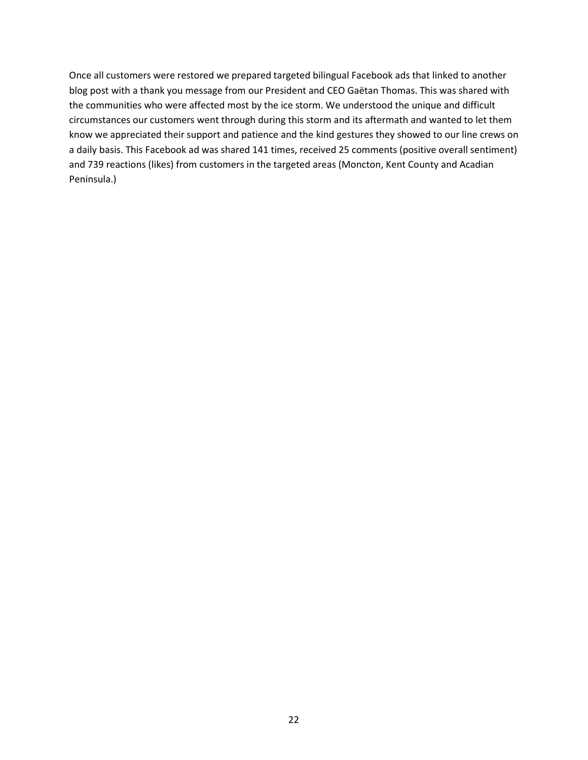Once all customers were restored we prepared targeted bilingual Facebook ads that linked to another blog post with a thank you message from our President and CEO Gaëtan Thomas. This was shared with the communities who were affected most by the ice storm. We understood the unique and difficult circumstances our customers went through during this storm and its aftermath and wanted to let them know we appreciated their support and patience and the kind gestures they showed to our line crews on a daily basis. This Facebook ad was shared 141 times, received 25 comments (positive overall sentiment) and 739 reactions (likes) from customers in the targeted areas (Moncton, Kent County and Acadian Peninsula.)